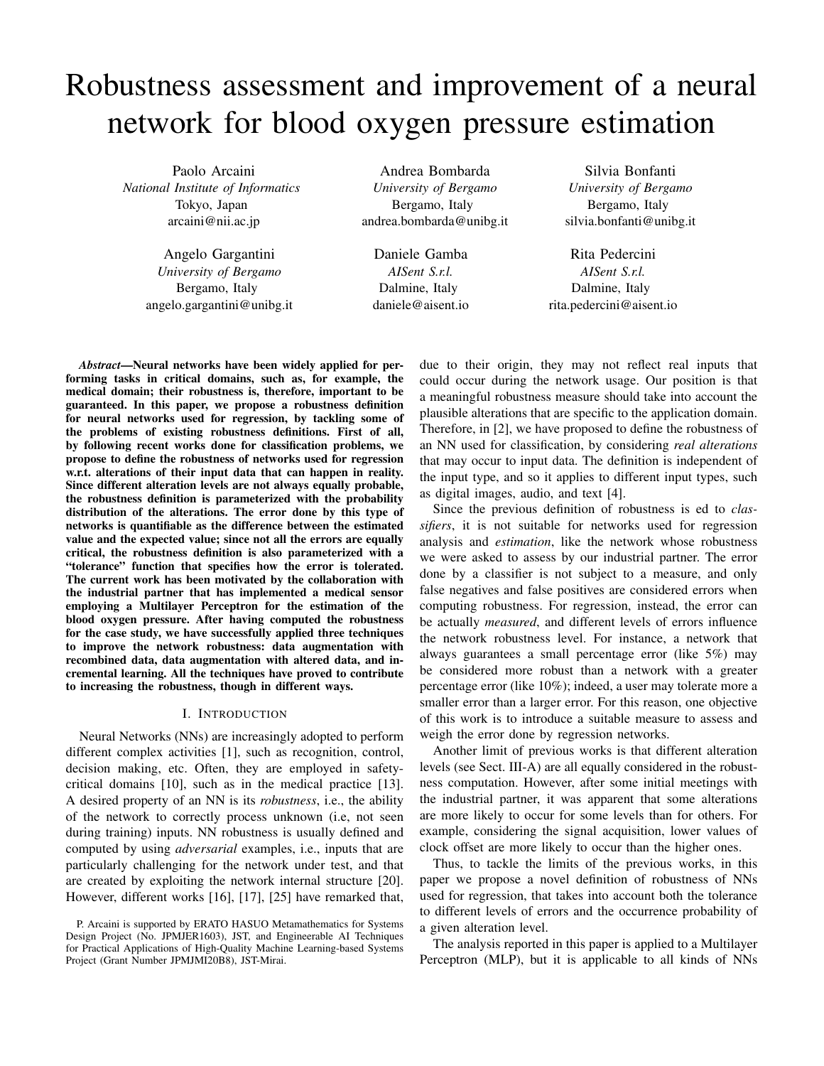# Robustness assessment and improvement of a neural network for blood oxygen pressure estimation

Paolo Arcaini
*National Institute of Informatics*
Tokyo, Japan
arcaini@nii.ac.jp

Andrea Bombarda
*University of Bergamo*
Bergamo, Italy
andrea.bombarda@unibg.it

Silvia Bonfanti
*University of Bergamo*
Bergamo, Italy
silvia.bonfanti@unibg.it

Angelo Gargantini
*University of Bergamo*
Bergamo, Italy
angelo.gargantini@unibg.it

Daniele Gamba
*AISent S.r.l.*
Dalmine, Italy
daniele@aisent.io

Rita Pedercini
*AISent S.r.l.*
Dalmine, Italy
rita.pedercini@aisent.io

***Abstract*—Neural networks have been widely applied for performing tasks in critical domains, such as, for example, the medical domain; their robustness is, therefore, important to be guaranteed. In this paper, we propose a robustness definition for neural networks used for regression, by tackling some of the problems of existing robustness definitions. First of all, by following recent works done for classification problems, we propose to define the robustness of networks used for regression w.r.t. alterations of their input data that can happen in reality. Since different alteration levels are not always equally probable, the robustness definition is parameterized with the probability distribution of the alterations. The error done by this type of networks is quantifiable as the difference between the estimated value and the expected value; since not all the errors are equally critical, the robustness definition is also parameterized with a "tolerance" function that specifies how the error is tolerated. The current work has been motivated by the collaboration with the industrial partner that has implemented a medical sensor employing a Multilayer Perceptron for the estimation of the blood oxygen pressure. After having computed the robustness for the case study, we have successfully applied three techniques to improve the network robustness: data augmentation with recombined data, data augmentation with altered data, and incremental learning. All the techniques have proved to contribute to increasing the robustness, though in different ways.**

## I. Introduction

Neural Networks (NNs) are increasingly adopted to perform different complex activities [1], such as recognition, control, decision making, etc. Often, they are employed in safety-critical domains [10], such as in the medical practice [13]. A desired property of an NN is its *robustness*, i.e., the ability of the network to correctly process unknown (i.e, not seen during training) inputs. NN robustness is usually defined and computed by using *adversarial* examples, i.e., inputs that are particularly challenging for the network under test, and that are created by exploiting the network internal structure [20]. However, different works [16], [17], [25] have remarked that, due to their origin, they may not reflect real inputs that could occur during the network usage. Our position is that a meaningful robustness measure should take into account the plausible alterations that are specific to the application domain. Therefore, in [2], we have proposed to define the robustness of an NN used for classification, by considering *real alterations* that may occur to input data. The definition is independent of the input type, and so it applies to different input types, such as digital images, audio, and text [4].

Since the previous definition of robustness is ed to *classifiers*, it is not suitable for networks used for regression analysis and *estimation*, like the network whose robustness we were asked to assess by our industrial partner. The error done by a classifier is not subject to a measure, and only false negatives and false positives are considered errors when computing robustness. For regression, instead, the error can be actually *measured*, and different levels of errors influence the network robustness level. For instance, a network that always guarantees a small percentage error (like 5%) may be considered more robust than a network with a greater percentage error (like 10%); indeed, a user may tolerate more a smaller error than a larger error. For this reason, one objective of this work is to introduce a suitable measure to assess and weigh the error done by regression networks.

Another limit of previous works is that different alteration levels (see Sect. III-A) are all equally considered in the robustness computation. However, after some initial meetings with the industrial partner, it was apparent that some alterations are more likely to occur for some levels than for others. For example, considering the signal acquisition, lower values of clock offset are more likely to occur than the higher ones.

Thus, to tackle the limits of the previous works, in this paper we propose a novel definition of robustness of NNs used for regression, that takes into account both the tolerance to different levels of errors and the occurrence probability of a given alteration level.

The analysis reported in this paper is applied to a Multilayer Perceptron (MLP), but it is applicable to all kinds of NNs

P. Arcaini is supported by ERATO HASUO Metamathematics for Systems Design Project (No. JPMJER1603), JST, and Engineerable AI Techniques for Practical Applications of High-Quality Machine Learning-based Systems Project (Grant Number JPMJMI20B8), JST-Mirai.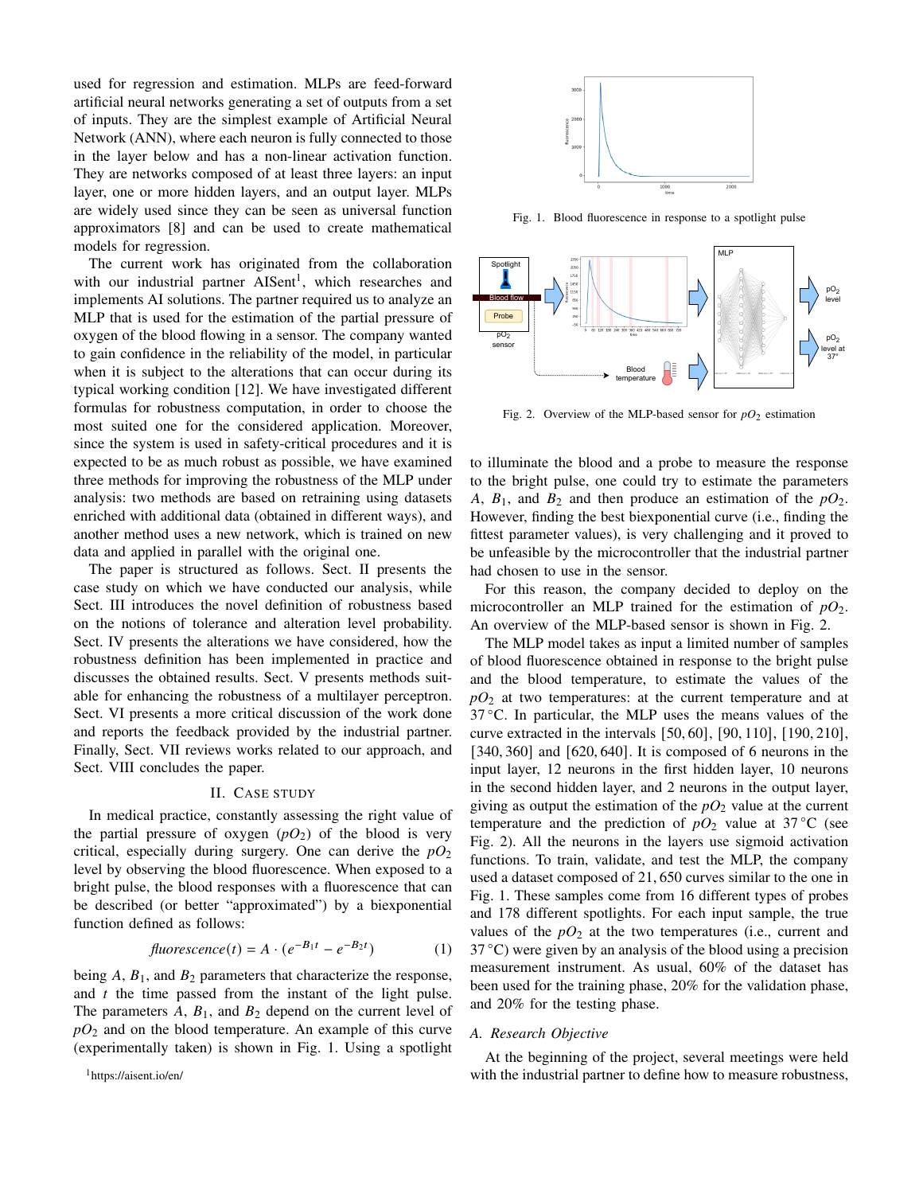used for regression and estimation. MLPs are feed-forward artificial neural networks generating a set of outputs from a set of inputs. They are the simplest example of Artificial Neural Network (ANN), where each neuron is fully connected to those in the layer below and has a non-linear activation function. They are networks composed of at least three layers: an input layer, one or more hidden layers, and an output layer. MLPs are widely used since they can be seen as universal function approximators [8] and can be used to create mathematical models for regression.

The current work has originated from the collaboration with our industrial partner AISent[1], which researches and implements AI solutions. The partner required us to analyze an MLP that is used for the estimation of the partial pressure of oxygen of the blood flowing in a sensor. The company wanted to gain confidence in the reliability of the model, in particular when it is subject to the alterations that can occur during its typical working condition [12]. We have investigated different formulas for robustness computation, in order to choose the most suited one for the considered application. Moreover, since the system is used in safety-critical procedures and it is expected to be as much robust as possible, we have examined three methods for improving the robustness of the MLP under analysis: two methods are based on retraining using datasets enriched with additional data (obtained in different ways), and another method uses a new network, which is trained on new data and applied in parallel with the original one.

The paper is structured as follows. Sect. II presents the case study on which we have conducted our analysis, while Sect. III introduces the novel definition of robustness based on the notions of tolerance and alteration level probability. Sect. IV presents the alterations we have considered, how the robustness definition has been implemented in practice and discusses the obtained results. Sect. V presents methods suitable for enhancing the robustness of a multilayer perceptron. Sect. VI presents a more critical discussion of the work done and reports the feedback provided by the industrial partner. Finally, Sect. VII reviews works related to our approach, and Sect. VIII concludes the paper.

## II. Case Study

In medical practice, constantly assessing the right value of the partial pressure of oxygen ($pO_2$) of the blood is very critical, especially during surgery. One can derive the $pO_2$ level by observing the blood fluorescence. When exposed to a bright pulse, the blood responses with a fluorescence that can be described (or better "approximated") by a biexponential function defined as follows:

$$fluorescence(t) = A \cdot (e^{-B_1 t} - e^{-B_2 t}) \qquad (1)$$

being $A$, $B_1$, and $B_2$ parameters that characterize the response, and $t$ the time passed from the instant of the light pulse. The parameters $A$, $B_1$, and $B_2$ depend on the current level of $pO_2$ and on the blood temperature. An example of this curve (experimentally taken) is shown in Fig. 1. Using a spotlight to illuminate the blood and a probe to measure the response to the bright pulse, one could try to estimate the parameters $A$, $B_1$, and $B_2$ and then produce an estimation of the $pO_2$. However, finding the best biexponential curve (i.e., finding the fittest parameter values), is very challenging and it proved to be unfeasible by the microcontroller that the industrial partner had chosen to use in the sensor.

Fig. 1. Blood fluorescence in response to a spotlight pulse

Fig. 2. Overview of the MLP-based sensor for $pO_2$ estimation

For this reason, the company decided to deploy on the microcontroller an MLP trained for the estimation of $pO_2$. An overview of the MLP-based sensor is shown in Fig. 2.

The MLP model takes as input a limited number of samples of blood fluorescence obtained in response to the bright pulse and the blood temperature, to estimate the values of the $pO_2$ at two temperatures: at the current temperature and at 37 °C. In particular, the MLP uses the means values of the curve extracted in the intervals $[50, 60]$, $[90, 110]$, $[190, 210]$, $[340, 360]$ and $[620, 640]$. It is composed of 6 neurons in the input layer, 12 neurons in the first hidden layer, 10 neurons in the second hidden layer, and 2 neurons in the output layer, giving as output the estimation of the $pO_2$ value at the current temperature and the prediction of $pO_2$ value at 37 °C (see Fig. 2). All the neurons in the layers use sigmoid activation functions. To train, validate, and test the MLP, the company used a dataset composed of 21,650 curves similar to the one in Fig. 1. These samples come from 16 different types of probes and 178 different spotlights. For each input sample, the true values of the $pO_2$ at the two temperatures (i.e., current and 37 °C) were given by an analysis of the blood using a precision measurement instrument. As usual, 60% of the dataset has been used for the training phase, 20% for the validation phase, and 20% for the testing phase.

### A. Research Objective

At the beginning of the project, several meetings were held with the industrial partner to define how to measure robustness,

[1] https://aisent.io/en/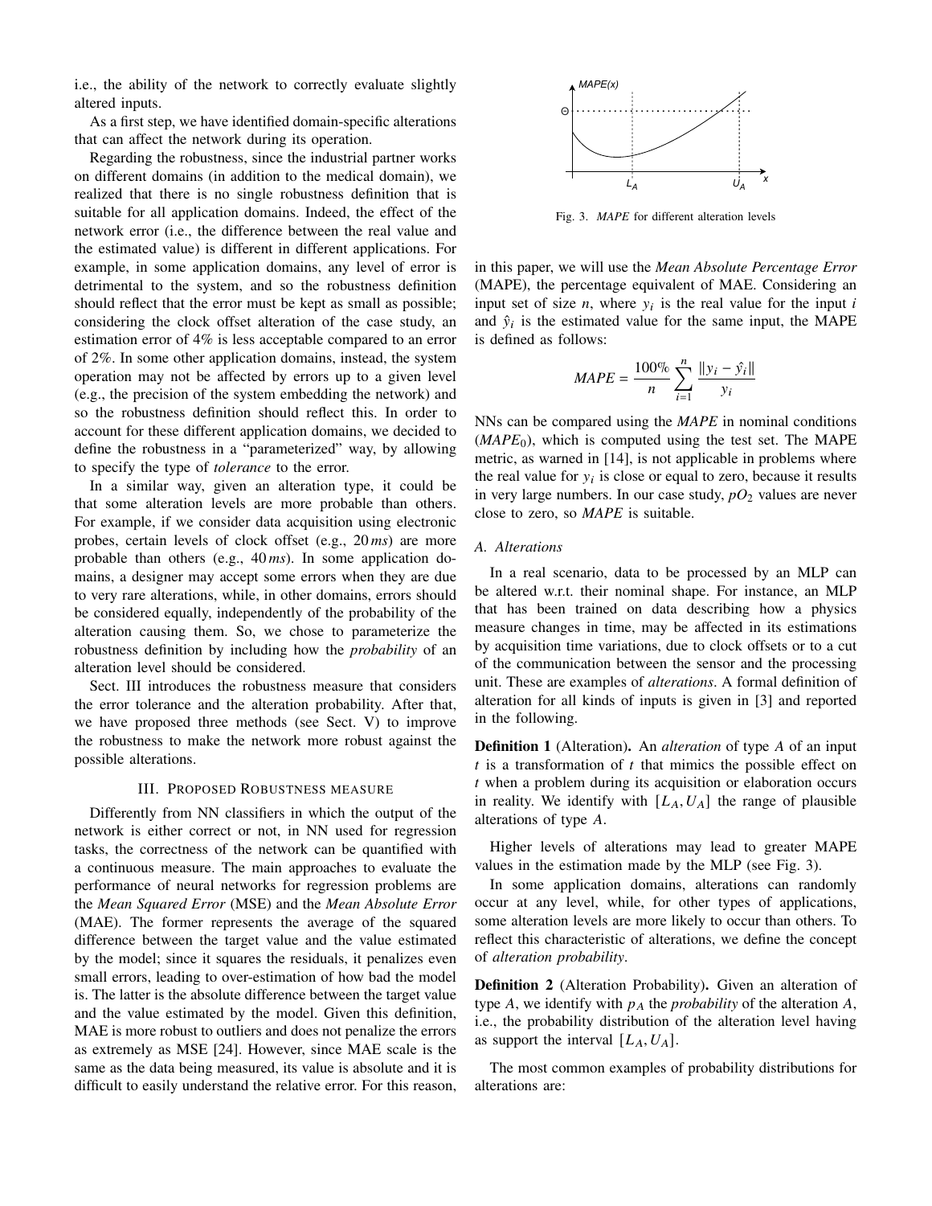i.e., the ability of the network to correctly evaluate slightly altered inputs.

As a first step, we have identified domain-specific alterations that can affect the network during its operation.

Regarding the robustness, since the industrial partner works on different domains (in addition to the medical domain), we realized that there is no single robustness definition that is suitable for all application domains. Indeed, the effect of the network error (i.e., the difference between the real value and the estimated value) is different in different applications. For example, in some application domains, any level of error is detrimental to the system, and so the robustness definition should reflect that the error must be kept as small as possible; considering the clock offset alteration of the case study, an estimation error of 4% is less acceptable compared to an error of 2%. In some other application domains, instead, the system operation may not be affected by errors up to a given level (e.g., the precision of the system embedding the network) and so the robustness definition should reflect this. In order to account for these different application domains, we decided to define the robustness in a "parameterized" way, by allowing to specify the type of *tolerance* to the error.

In a similar way, given an alteration type, it could be that some alteration levels are more probable than others. For example, if we consider data acquisition using electronic probes, certain levels of clock offset (e.g., $20\,ms$) are more probable than others (e.g., $40\,ms$). In some application domains, a designer may accept some errors when they are due to very rare alterations, while, in other domains, errors should be considered equally, independently of the probability of the alteration causing them. So, we chose to parameterize the robustness definition by including how the *probability* of an alteration level should be considered.

Sect. III introduces the robustness measure that considers the error tolerance and the alteration probability. After that, we have proposed three methods (see Sect. V) to improve the robustness to make the network more robust against the possible alterations.

## III. Proposed Robustness measure

Differently from NN classifiers in which the output of the network is either correct or not, in NN used for regression tasks, the correctness of the network can be quantified with a continuous measure. The main approaches to evaluate the performance of neural networks for regression problems are the *Mean Squared Error* (MSE) and the *Mean Absolute Error* (MAE). The former represents the average of the squared difference between the target value and the value estimated by the model; since it squares the residuals, it penalizes even small errors, leading to over-estimation of how bad the model is. The latter is the absolute difference between the target value and the value estimated by the model. Given this definition, MAE is more robust to outliers and does not penalize the errors as extremely as MSE [24]. However, since MAE scale is the same as the data being measured, its value is absolute and it is difficult to easily understand the relative error. For this reason, in this paper, we will use the *Mean Absolute Percentage Error* (MAPE), the percentage equivalent of MAE. Considering an input set of size $n$, where $y_i$ is the real value for the input $i$ and $\hat{y}_i$ is the estimated value for the same input, the MAPE is defined as follows:

$$MAPE = \frac{100\%}{n} \sum_{i=1}^{n} \frac{\|y_i - \hat{y}_i\|}{y_i}$$

NNs can be compared using the *MAPE* in nominal conditions ($MAPE_0$), which is computed using the test set. The MAPE metric, as warned in [14], is not applicable in problems where the real value for $y_i$ is close or equal to zero, because it results in very large numbers. In our case study, $pO_2$ values are never close to zero, so *MAPE* is suitable.

Fig. 3. *MAPE* for different alteration levels

### A. Alterations

In a real scenario, data to be processed by an MLP can be altered w.r.t. their nominal shape. For instance, an MLP that has been trained on data describing how a physics measure changes in time, may be affected in its estimations by acquisition time variations, due to clock offsets or to a cut of the communication between the sensor and the processing unit. These are examples of *alterations*. A formal definition of alteration for all kinds of inputs is given in [3] and reported in the following.

**Definition 1** (Alteration)**.** An *alteration* of type $A$ of an input $t$ is a transformation of $t$ that mimics the possible effect on $t$ when a problem during its acquisition or elaboration occurs in reality. We identify with $[L_A, U_A]$ the range of plausible alterations of type $A$.

Higher levels of alterations may lead to greater MAPE values in the estimation made by the MLP (see Fig. 3).

In some application domains, alterations can randomly occur at any level, while, for other types of applications, some alteration levels are more likely to occur than others. To reflect this characteristic of alterations, we define the concept of *alteration probability*.

**Definition 2** (Alteration Probability)**.** Given an alteration of type $A$, we identify with $p_A$ the *probability* of the alteration $A$, i.e., the probability distribution of the alteration level having as support the interval $[L_A, U_A]$.

The most common examples of probability distributions for alterations are: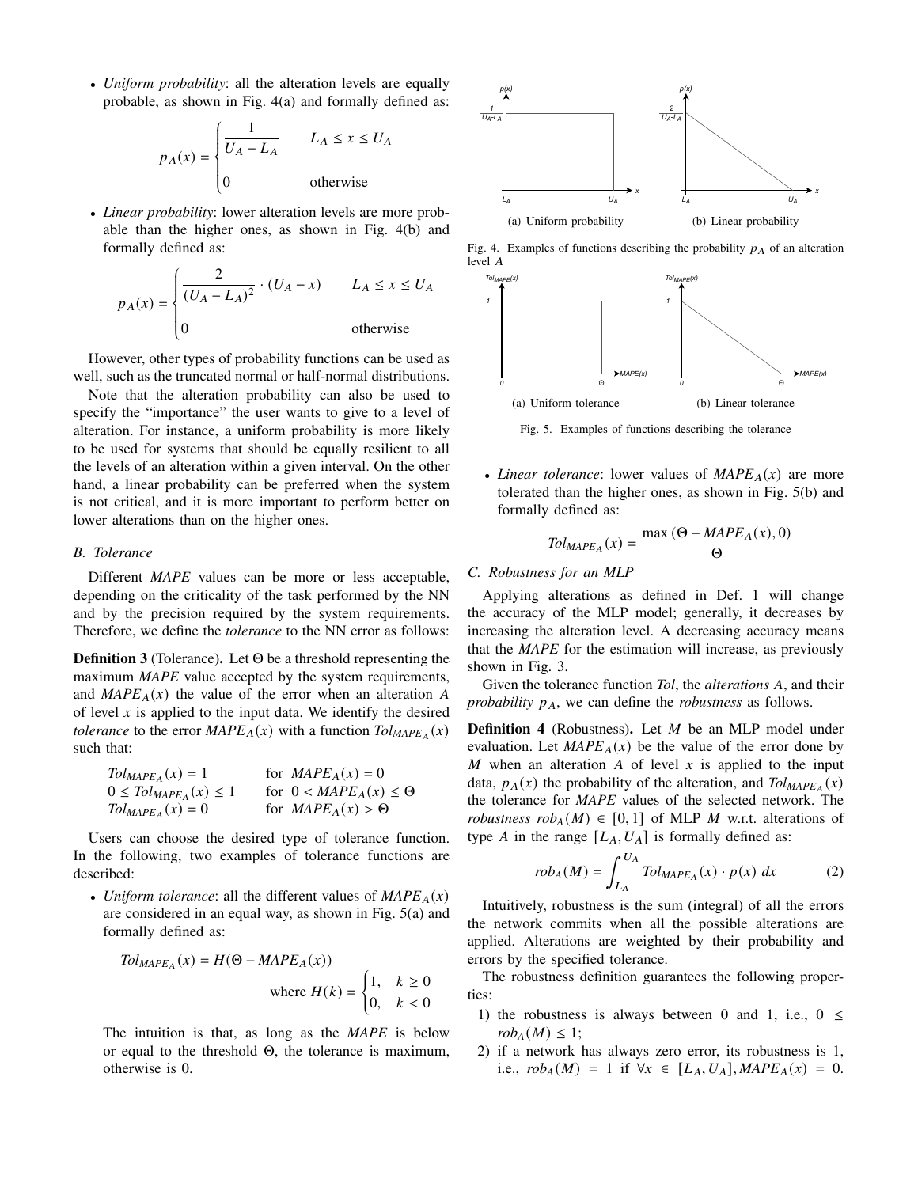- *Uniform probability*: all the alteration levels are equally probable, as shown in Fig. 4(a) and formally defined as:

$$p_A(x) = \begin{cases} \dfrac{1}{U_A - L_A} & L_A \le x \le U_A \\ 0 & \text{otherwise} \end{cases}$$

- *Linear probability*: lower alteration levels are more probable than the higher ones, as shown in Fig. 4(b) and formally defined as:

$$p_A(x) = \begin{cases} \dfrac{2}{(U_A - L_A)^2} \cdot (U_A - x) & L_A \le x \le U_A \\ 0 & \text{otherwise} \end{cases}$$

However, other types of probability functions can be used as well, such as the truncated normal or half-normal distributions.

Note that the alteration probability can also be used to specify the "importance" the user wants to give to a level of alteration. For instance, a uniform probability is more likely to be used for systems that should be equally resilient to all the levels of an alteration within a given interval. On the other hand, a linear probability can be preferred when the system is not critical, and it is more important to perform better on lower alterations than on the higher ones.

### B. Tolerance

Different *MAPE* values can be more or less acceptable, depending on the criticality of the task performed by the NN and by the precision required by the system requirements. Therefore, we define the *tolerance* to the NN error as follows:

**Definition 3** (Tolerance)**.** Let $\Theta$ be a threshold representing the maximum *MAPE* value accepted by the system requirements, and $MAPE_A(x)$ the value of the error when an alteration $A$ of level $x$ is applied to the input data. We identify the desired *tolerance* to the error $MAPE_A(x)$ with a function $Tol_{MAPE_A}(x)$ such that:

$$\begin{aligned} &Tol_{MAPE_A}(x) = 1 && \text{for } MAPE_A(x) = 0 \\ &0 \le Tol_{MAPE_A}(x) \le 1 && \text{for } 0 < MAPE_A(x) \le \Theta \\ &Tol_{MAPE_A}(x) = 0 && \text{for } MAPE_A(x) > \Theta \end{aligned}$$

Users can choose the desired type of tolerance function. In the following, two examples of tolerance functions are described:

- *Uniform tolerance*: all the different values of $MAPE_A(x)$ are considered in an equal way, as shown in Fig. 5(a) and formally defined as:

$$Tol_{MAPE_A}(x) = H(\Theta - MAPE_A(x))$$
$$\text{where } H(k) = \begin{cases} 1, & k \ge 0 \\ 0, & k < 0 \end{cases}$$

  The intuition is that, as long as the *MAPE* is below or equal to the threshold $\Theta$, the tolerance is maximum, otherwise is 0.

(a) Uniform probability (b) Linear probability

Fig. 4. Examples of functions describing the probability $p_A$ of an alteration level $A$

(a) Uniform tolerance (b) Linear tolerance

Fig. 5. Examples of functions describing the tolerance

- *Linear tolerance*: lower values of $MAPE_A(x)$ are more tolerated than the higher ones, as shown in Fig. 5(b) and formally defined as:

$$Tol_{MAPE_A}(x) = \frac{\max(\Theta - MAPE_A(x), 0)}{\Theta}$$

### C. Robustness for an MLP

Applying alterations as defined in Def. 1 will change the accuracy of the MLP model; generally, it decreases by increasing the alteration level. A decreasing accuracy means that the *MAPE* for the estimation will increase, as previously shown in Fig. 3.

Given the tolerance function *Tol*, the *alterations A*, and their *probability* $p_A$, we can define the *robustness* as follows.

**Definition 4** (Robustness)**.** Let $M$ be an MLP model under evaluation. Let $MAPE_A(x)$ be the value of the error done by $M$ when an alteration $A$ of level $x$ is applied to the input data, $p_A(x)$ the probability of the alteration, and $Tol_{MAPE_A}(x)$ the tolerance for *MAPE* values of the selected network. The *robustness* $rob_A(M) \in [0, 1]$ of MLP $M$ w.r.t. alterations of type $A$ in the range $[L_A, U_A]$ is formally defined as:

$$rob_A(M) = \int_{L_A}^{U_A} Tol_{MAPE_A}(x) \cdot p(x)\, dx \qquad (2)$$

Intuitively, robustness is the sum (integral) of all the errors the network commits when all the possible alterations are applied. Alterations are weighted by their probability and errors by the specified tolerance.

The robustness definition guarantees the following properties:

1) the robustness is always between 0 and 1, i.e., $0 \le rob_A(M) \le 1$;
2) if a network has always zero error, its robustness is 1, i.e., $rob_A(M) = 1$ if $\forall x \in [L_A, U_A], MAPE_A(x) = 0$.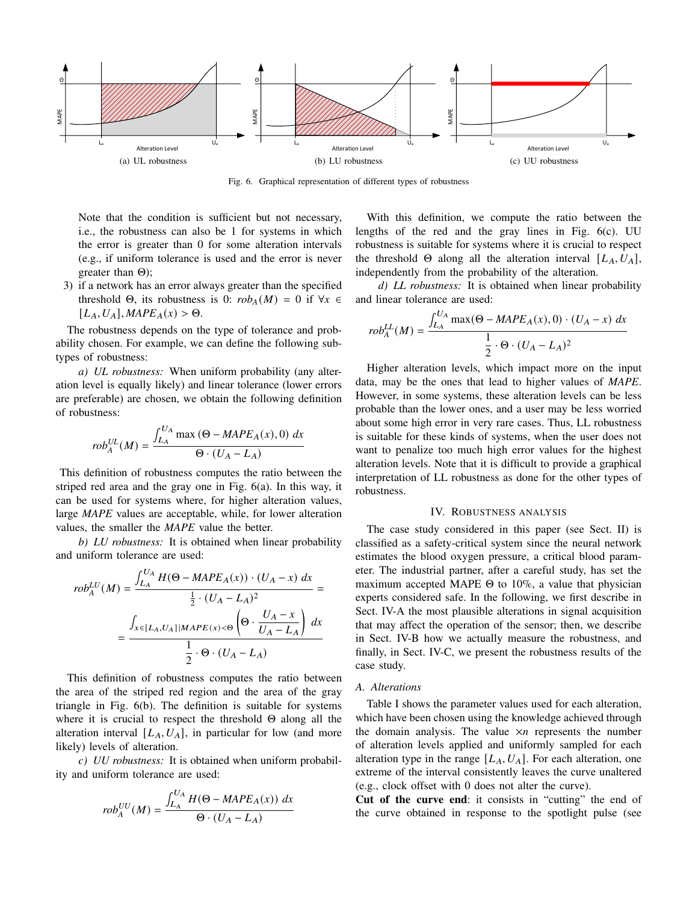(a) UL robustness

(b) LU robustness

(c) UU robustness

Fig. 6. Graphical representation of different types of robustness

Note that the condition is sufficient but not necessary, i.e., the robustness can also be 1 for systems in which the error is greater than 0 for some alteration intervals (e.g., if uniform tolerance is used and the error is never greater than $\Theta$);

3) if a network has an error always greater than the specified threshold $\Theta$, its robustness is 0: $rob_A(M) = 0$ if $\forall x \in [L_A, U_A], MAPE_A(x) > \Theta$.

The robustness depends on the type of tolerance and probability chosen. For example, we can define the following subtypes of robustness:

*a) UL robustness:* When uniform probability (any alteration level is equally likely) and linear tolerance (lower errors are preferable) are chosen, we obtain the following definition of robustness:

$$rob_A^{UL}(M) = \frac{\int_{L_A}^{U_A} \max\left(\Theta - MAPE_A(x), 0\right) \, dx}{\Theta \cdot (U_A - L_A)}$$

This definition of robustness computes the ratio between the striped red area and the gray one in Fig. 6(a). In this way, it can be used for systems where, for higher alteration values, large *MAPE* values are acceptable, while, for lower alteration values, the smaller the *MAPE* value the better.

*b) LU robustness:* It is obtained when linear probability and uniform tolerance are used:

$$rob_A^{LU}(M) = \frac{\int_{L_A}^{U_A} H(\Theta - MAPE_A(x)) \cdot (U_A - x) \, dx}{\frac{1}{2} \cdot (U_A - L_A)^2} = \frac{\int_{x \in [L_A, U_A] | MAPE(x) < \Theta} \left(\Theta \cdot \dfrac{U_A - x}{U_A - L_A}\right) \, dx}{\dfrac{1}{2} \cdot \Theta \cdot (U_A - L_A)}$$

This definition of robustness computes the ratio between the area of the striped red region and the area of the gray triangle in Fig. 6(b). The definition is suitable for systems where it is crucial to respect the threshold $\Theta$ along all the alteration interval $[L_A, U_A]$, in particular for low (and more likely) levels of alteration.

*c) UU robustness:* It is obtained when uniform probability and uniform tolerance are used:

$$rob_A^{UU}(M) = \frac{\int_{L_A}^{U_A} H(\Theta - MAPE_A(x)) \, dx}{\Theta \cdot (U_A - L_A)}$$

With this definition, we compute the ratio between the lengths of the red and the gray lines in Fig. 6(c). UU robustness is suitable for systems where it is crucial to respect the threshold $\Theta$ along all the alteration interval $[L_A, U_A]$, independently from the probability of the alteration.

*d) LL robustness:* It is obtained when linear probability and linear tolerance are used:

$$rob_A^{LL}(M) = \frac{\int_{L_A}^{U_A} \max(\Theta - MAPE_A(x), 0) \cdot (U_A - x) \, dx}{\dfrac{1}{2} \cdot \Theta \cdot (U_A - L_A)^2}$$

Higher alteration levels, which impact more on the input data, may be the ones that lead to higher values of *MAPE*. However, in some systems, these alteration levels can be less probable than the lower ones, and a user may be less worried about some high error in very rare cases. Thus, LL robustness is suitable for these kinds of systems, when the user does not want to penalize too much high error values for the highest alteration levels. Note that it is difficult to provide a graphical interpretation of LL robustness as done for the other types of robustness.

## IV. Robustness analysis

The case study considered in this paper (see Sect. II) is classified as a safety-critical system since the neural network estimates the blood oxygen pressure, a critical blood parameter. The industrial partner, after a careful study, has set the maximum accepted MAPE $\Theta$ to 10%, a value that physician experts considered safe. In the following, we first describe in Sect. IV-A the most plausible alterations in signal acquisition that may affect the operation of the sensor; then, we describe in Sect. IV-B how we actually measure the robustness, and finally, in Sect. IV-C, we present the robustness results of the case study.

### A. Alterations

Table I shows the parameter values used for each alteration, which have been chosen using the knowledge achieved through the domain analysis. The value $\times n$ represents the number of alteration levels applied and uniformly sampled for each alteration type in the range $[L_A, U_A]$. For each alteration, one extreme of the interval consistently leaves the curve unaltered (e.g., clock offset with 0 does not alter the curve).

**Cut of the curve end**: it consists in "cutting" the end of the curve obtained in response to the spotlight pulse (see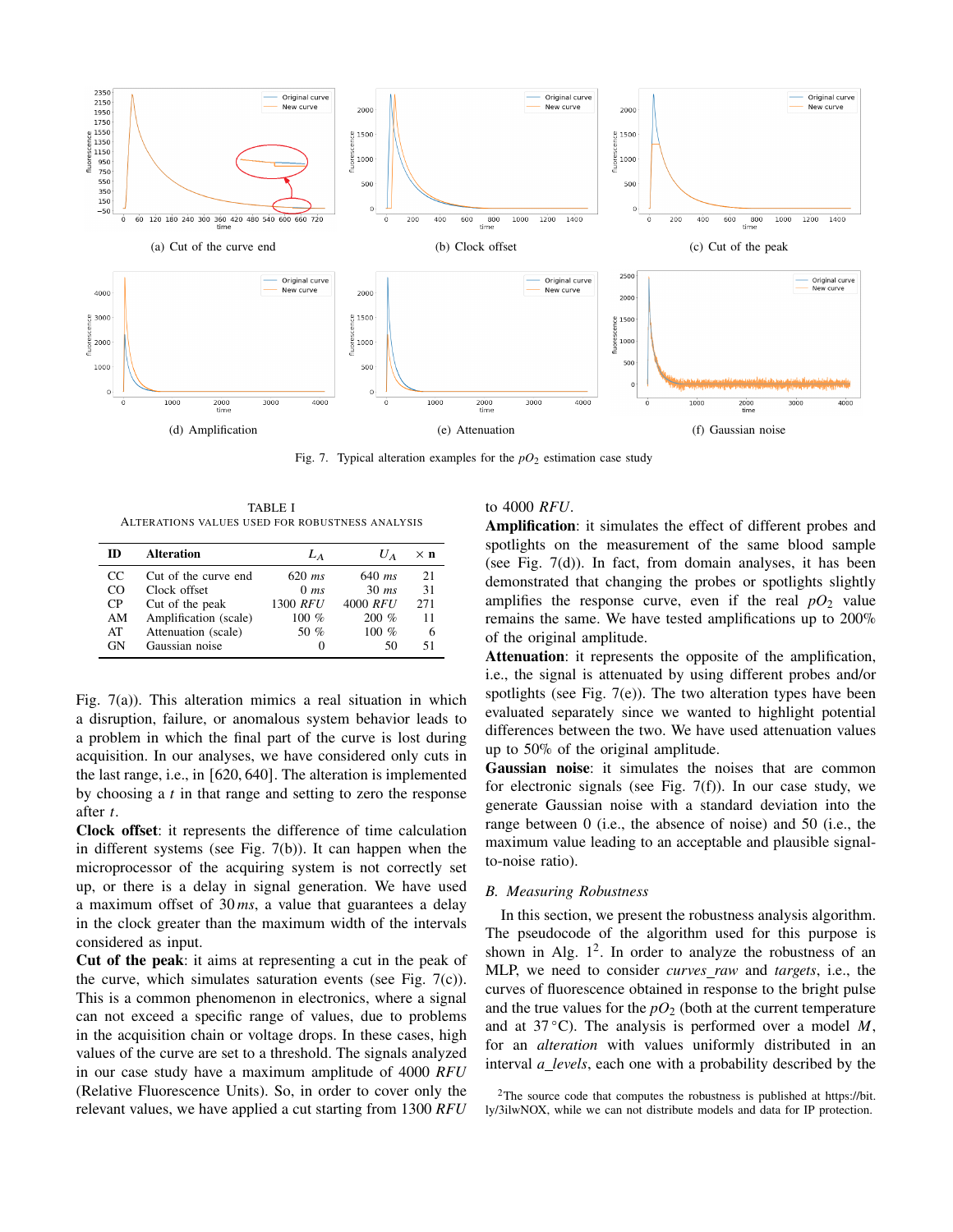(a) Cut of the curve end

(b) Clock offset

(c) Cut of the peak

(d) Amplification

(e) Attenuation

(f) Gaussian noise

Fig. 7. Typical alteration examples for the $pO_2$ estimation case study

TABLE I
ALTERATIONS VALUES USED FOR ROBUSTNESS ANALYSIS

| ID | Alteration | $L_A$ | $U_A$ | × n |
|---|---|---|---|---|
| CC | Cut of the curve end | 620 *ms* | 640 *ms* | 21 |
| CO | Clock offset | 0 *ms* | 30 *ms* | 31 |
| CP | Cut of the peak | 1300 *RFU* | 4000 *RFU* | 271 |
| AM | Amplification (scale) | 100 % | 200 % | 11 |
| AT | Attenuation (scale) | 50 % | 100 % | 6 |
| GN | Gaussian noise | 0 | 50 | 51 |

Fig. 7(a)). This alteration mimics a real situation in which a disruption, failure, or anomalous system behavior leads to a problem in which the final part of the curve is lost during acquisition. In our analyses, we have considered only cuts in the last range, i.e., in [620, 640]. The alteration is implemented by choosing a $t$ in that range and setting to zero the response after $t$.

**Clock offset**: it represents the difference of time calculation in different systems (see Fig. 7(b)). It can happen when the microprocessor of the acquiring system is not correctly set up, or there is a delay in signal generation. We have used a maximum offset of 30 *ms*, a value that guarantees a delay in the clock greater than the maximum width of the intervals considered as input.

**Cut of the peak**: it aims at representing a cut in the peak of the curve, which simulates saturation events (see Fig. 7(c)). This is a common phenomenon in electronics, where a signal can not exceed a specific range of values, due to problems in the acquisition chain or voltage drops. In these cases, high values of the curve are set to a threshold. The signals analyzed in our case study have a maximum amplitude of 4000 *RFU* (Relative Fluorescence Units). So, in order to cover only the relevant values, we have applied a cut starting from 1300 *RFU* to 4000 *RFU*.

**Amplification**: it simulates the effect of different probes and spotlights on the measurement of the same blood sample (see Fig. 7(d)). In fact, from domain analyses, it has been demonstrated that changing the probes or spotlights slightly amplifies the response curve, even if the real $pO_2$ value remains the same. We have tested amplifications up to 200% of the original amplitude.

**Attenuation**: it represents the opposite of the amplification, i.e., the signal is attenuated by using different probes and/or spotlights (see Fig. 7(e)). The two alteration types have been evaluated separately since we wanted to highlight potential differences between the two. We have used attenuation values up to 50% of the original amplitude.

**Gaussian noise**: it simulates the noises that are common for electronic signals (see Fig. 7(f)). In our case study, we generate Gaussian noise with a standard deviation into the range between 0 (i.e., the absence of noise) and 50 (i.e., the maximum value leading to an acceptable and plausible signal-to-noise ratio).

### B. Measuring Robustness

In this section, we present the robustness analysis algorithm. The pseudocode of the algorithm used for this purpose is shown in Alg. 1[2]. In order to analyze the robustness of an MLP, we need to consider *curves_raw* and *targets*, i.e., the curves of fluorescence obtained in response to the bright pulse and the true values for the $pO_2$ (both at the current temperature and at 37 °C). The analysis is performed over a model $M$, for an *alteration* with values uniformly distributed in an interval *a_levels*, each one with a probability described by the

[2]The source code that computes the robustness is published at https://bit.ly/3ilwNOX, while we can not distribute models and data for IP protection.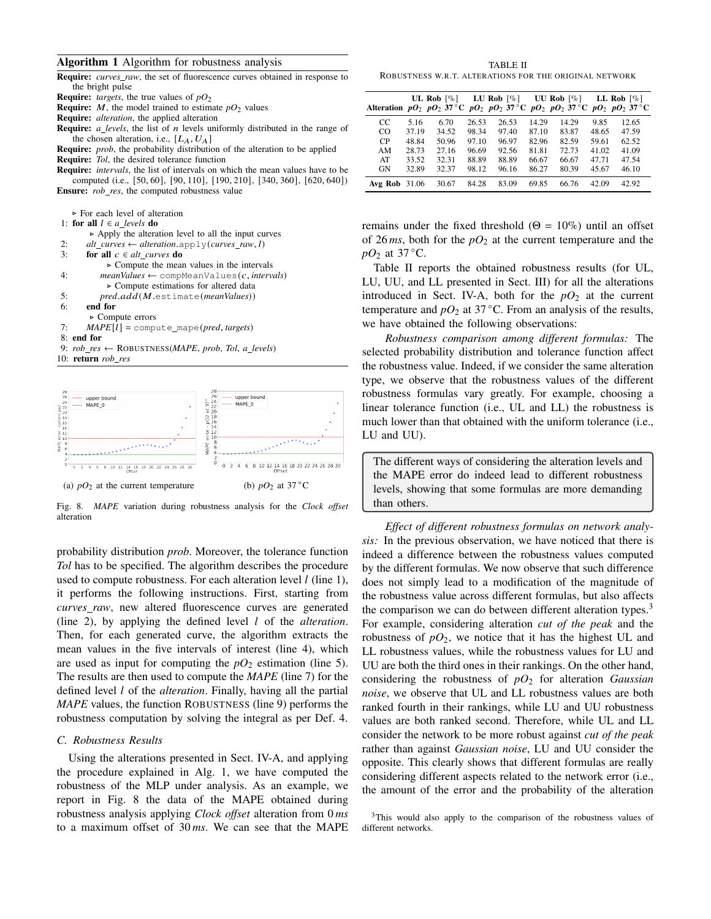**Algorithm 1** Algorithm for robustness analysis

**Require:** *curves_raw*, the set of fluorescence curves obtained in response to the bright pulse
**Require:** *targets*, the true values of $pO_2$
**Require:** $M$, the model trained to estimate $pO_2$ values
**Require:** *alteration*, the applied alteration
**Require:** *a_levels*, the list of $n$ levels uniformly distributed in the range of the chosen alteration, i.e., $[L_A, U_A]$
**Require:** *prob*, the probability distribution of the alteration to be applied
**Require:** *Tol*, the desired tolerance function
**Require:** *intervals*, the list of intervals on which the mean values have to be computed (i.e., [50, 60], [90, 110], [190, 210], [340, 360], [620, 640])
**Ensure:** *rob_res*, the computed robustness value

```
   ▷ For each level of alteration
1: for all l ∈ a_levels do
       ▷ Apply the alteration level to all the input curves
2:     alt_curves ← alteration.apply(curves_raw, l)
3:     for all c ∈ alt_curves do
           ▷ Compute the mean values in the intervals
4:         meanValues ← compMeanValues(c, intervals)
           ▷ Compute estimations for altered data
5:         pred.add(M.estimate(meanValues))
6:     end for
       ▷ Compute errors
7:     MAPE[l] = compute_mape(pred, targets)
8: end for
9: rob_res ← ROBUSTNESS(MAPE, prob, Tol, a_levels)
10: return rob_res
```

(a) $pO_2$ at the current temperature (b) $pO_2$ at 37 °C

Fig. 8. *MAPE* variation during robustness analysis for the *Clock offset* alteration

probability distribution *prob*. Moreover, the tolerance function *Tol* has to be specified. The algorithm describes the procedure used to compute robustness. For each alteration level $l$ (line 1), it performs the following instructions. First, starting from *curves_raw*, new altered fluorescence curves are generated (line 2), by applying the defined level $l$ of the *alteration*. Then, for each generated curve, the algorithm extracts the mean values in the five intervals of interest (line 4), which are used as input for computing the $pO_2$ estimation (line 5). The results are then used to compute the *MAPE* (line 7) for the defined level $l$ of the *alteration*. Finally, having all the partial *MAPE* values, the function ROBUSTNESS (line 9) performs the robustness computation by solving the integral as per Def. 4.

### C. Robustness Results

Using the alterations presented in Sect. IV-A, and applying the procedure explained in Alg. 1, we have computed the robustness of the MLP under analysis. As an example, we report in Fig. 8 the data of the MAPE obtained during robustness analysis applying *Clock offset* alteration from 0 *ms* to a maximum offset of 30 *ms*. We can see that the MAPE remains under the fixed threshold ($\Theta = 10\%$) until an offset of 26 *ms*, both for the $pO_2$ at the current temperature and the $pO_2$ at 37 °C.

TABLE II
ROBUSTNESS W.R.T. ALTERATIONS FOR THE ORIGINAL NETWORK

| | UL Rob [%] | | LU Rob [%] | | UU Rob [%] | | LL Rob [%] | |
|---|---|---|---|---|---|---|---|---|
| Alteration | $pO_2$ | $pO_2$ 37 °C | $pO_2$ | $pO_2$ 37 °C | $pO_2$ | $pO_2$ 37 °C | $pO_2$ | $pO_2$ 37 °C |
| CC | 5.16 | 6.70 | 26.53 | 26.53 | 14.29 | 14.29 | 9.85 | 12.65 |
| CO | 37.19 | 34.52 | 98.34 | 97.40 | 87.10 | 83.87 | 48.65 | 47.59 |
| CP | 48.84 | 50.96 | 97.10 | 96.97 | 82.96 | 82.59 | 59.61 | 62.52 |
| AM | 28.73 | 27.16 | 96.69 | 92.56 | 81.81 | 72.73 | 41.02 | 41.09 |
| AT | 33.52 | 32.31 | 88.89 | 88.89 | 66.67 | 66.67 | 47.71 | 47.54 |
| GN | 32.89 | 32.37 | 98.12 | 96.16 | 86.27 | 80.39 | 45.67 | 46.10 |
| **Avg Rob** | 31.06 | 30.67 | 84.28 | 83.09 | 69.85 | 66.76 | 42.09 | 42.92 |

Table II reports the obtained robustness results (for UL, LU, UU, and LL presented in Sect. III) for all the alterations introduced in Sect. IV-A, both for the $pO_2$ at the current temperature and $pO_2$ at 37 °C. From an analysis of the results, we have obtained the following observations:

*Robustness comparison among different formulas:* The selected probability distribution and tolerance function affect the robustness value. Indeed, if we consider the same alteration type, we observe that the robustness values of the different robustness formulas vary greatly. For example, choosing a linear tolerance function (i.e., UL and LL) the robustness is much lower than that obtained with the uniform tolerance (i.e., LU and UU).

> The different ways of considering the alteration levels and the MAPE error do indeed lead to different robustness levels, showing that some formulas are more demanding than others.

*Effect of different robustness formulas on network analysis:* In the previous observation, we have noticed that there is indeed a difference between the robustness values computed by the different formulas. We now observe that such difference does not simply lead to a modification of the magnitude of the robustness value across different formulas, but also affects the comparison we can do between different alteration types.[3] For example, considering alteration *cut of the peak* and the robustness of $pO_2$, we notice that it has the highest UL and LL robustness values, while the robustness values for LU and UU are both the third ones in their rankings. On the other hand, considering the robustness of $pO_2$ for alteration *Gaussian noise*, we observe that UL and LL robustness values are both ranked fourth in their rankings, while LU and UU robustness values are both ranked second. Therefore, while UL and LL consider the network to be more robust against *cut of the peak* rather than against *Gaussian noise*, LU and UU consider the opposite. This clearly shows that different formulas are really considering different aspects related to the network error (i.e., the amount of the error and the probability of the alteration

[3]This would also apply to the comparison of the robustness values of different networks.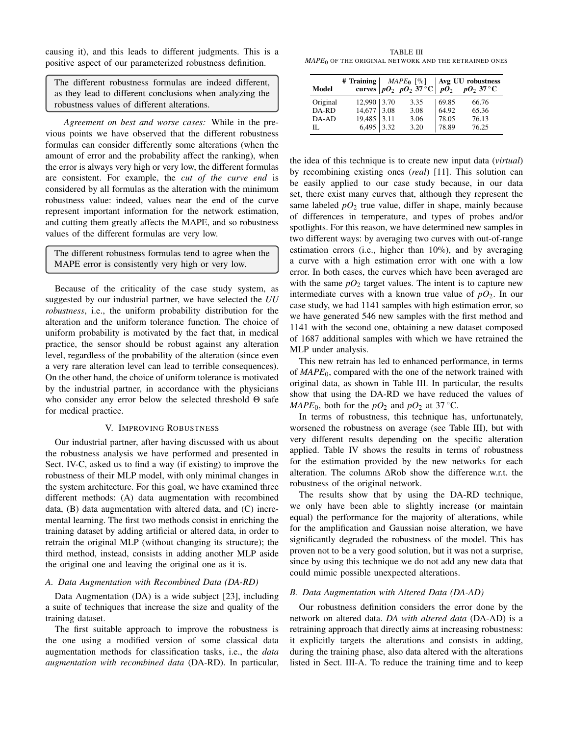causing it), and this leads to different judgments. This is a positive aspect of our parameterized robustness definition.

> The different robustness formulas are indeed different, as they lead to different conclusions when analyzing the robustness values of different alterations.

*Agreement on best and worse cases:* While in the previous points we have observed that the different robustness formulas can consider differently some alterations (when the amount of error and the probability affect the ranking), when the error is always very high or very low, the different formulas are consistent. For example, the *cut of the curve end* is considered by all formulas as the alteration with the minimum robustness value: indeed, values near the end of the curve represent important information for the network estimation, and cutting them greatly affects the MAPE, and so robustness values of the different formulas are very low.

> The different robustness formulas tend to agree when the MAPE error is consistently very high or very low.

Because of the criticality of the case study system, as suggested by our industrial partner, we have selected the *UU robustness*, i.e., the uniform probability distribution for the alteration and the uniform tolerance function. The choice of uniform probability is motivated by the fact that, in medical practice, the sensor should be robust against any alteration level, regardless of the probability of the alteration (since even a very rare alteration level can lead to terrible consequences). On the other hand, the choice of uniform tolerance is motivated by the industrial partner, in accordance with the physicians who consider any error below the selected threshold $\Theta$ safe for medical practice.

## V. Improving Robustness

Our industrial partner, after having discussed with us about the robustness analysis we have performed and presented in Sect. IV-C, asked us to find a way (if existing) to improve the robustness of their MLP model, with only minimal changes in the system architecture. For this goal, we have examined three different methods: (A) data augmentation with recombined data, (B) data augmentation with altered data, and (C) incremental learning. The first two methods consist in enriching the training dataset by adding artificial or altered data, in order to retrain the original MLP (without changing its structure); the third method, instead, consists in adding another MLP aside the original one and leaving the original one as it is.

### A. Data Augmentation with Recombined Data (DA-RD)

Data Augmentation (DA) is a wide subject [23], including a suite of techniques that increase the size and quality of the training dataset.

The first suitable approach to improve the robustness is the one using a modified version of some classical data augmentation methods for classification tasks, i.e., the *data augmentation with recombined data* (DA-RD). In particular, the idea of this technique is to create new input data (*virtual*) by recombining existing ones (*real*) [11]. This solution can be easily applied to our case study because, in our data set, there exist many curves that, although they represent the same labeled $pO_2$ true value, differ in shape, mainly because of differences in temperature, and types of probes and/or spotlights. For this reason, we have determined new samples in two different ways: by averaging two curves with out-of-range estimation errors (i.e., higher than 10%), and by averaging a curve with a high estimation error with one with a low error. In both cases, the curves which have been averaged are with the same $pO_2$ target values. The intent is to capture new intermediate curves with a known true value of $pO_2$. In our case study, we had 1141 samples with high estimation error, so we have generated 546 new samples with the first method and 1141 with the second one, obtaining a new dataset composed of 1687 additional samples with which we have retrained the MLP under analysis.

TABLE III
$MAPE_0$ OF THE ORIGINAL NETWORK AND THE RETRAINED ONES

| Model | # Training curves | $MAPE_0$ [%] $pO_2$ | $MAPE_0$ [%] $pO_2$ 37 °C | Avg UU robustness $pO_2$ | Avg UU robustness $pO_2$ 37 °C |
|---|---|---|---|---|---|
| Original | 12,990 | 3.70 | 3.35 | 69.85 | 66.76 |
| DA-RD | 14,677 | 3.08 | 3.08 | 64.92 | 65.36 |
| DA-AD | 19,485 | 3.11 | 3.06 | 78.05 | 76.13 |
| IL | 6,495 | 3.32 | 3.20 | 78.89 | 76.25 |

This new retrain has led to enhanced performance, in terms of $MAPE_0$, compared with the one of the network trained with original data, as shown in Table III. In particular, the results show that using the DA-RD we have reduced the values of $MAPE_0$, both for the $pO_2$ and $pO_2$ at 37 °C.

In terms of robustness, this technique has, unfortunately, worsened the robustness on average (see Table III), but with very different results depending on the specific alteration applied. Table IV shows the results in terms of robustness for the estimation provided by the new networks for each alteration. The columns ΔRob show the difference w.r.t. the robustness of the original network.

The results show that by using the DA-RD technique, we only have been able to slightly increase (or maintain equal) the performance for the majority of alterations, while for the amplification and Gaussian noise alteration, we have significantly degraded the robustness of the model. This has proven not to be a very good solution, but it was not a surprise, since by using this technique we do not add any new data that could mimic possible unexpected alterations.

### B. Data Augmentation with Altered Data (DA-AD)

Our robustness definition considers the error done by the network on altered data. *DA with altered data* (DA-AD) is a retraining approach that directly aims at increasing robustness: it explicitly targets the alterations and consists in adding, during the training phase, also data altered with the alterations listed in Sect. III-A. To reduce the training time and to keep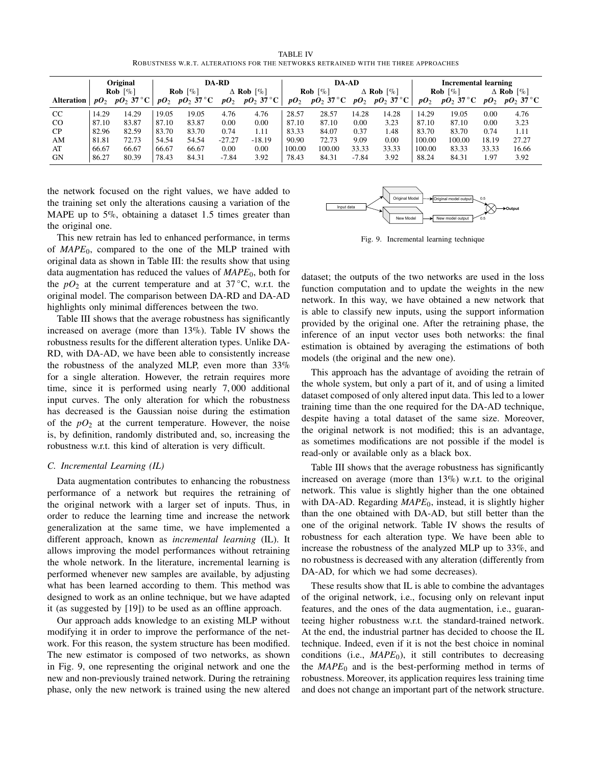TABLE IV
ROBUSTNESS W.R.T. ALTERATIONS FOR THE NETWORKS RETRAINED WITH THE THREE APPROACHES

| | Original | | DA-RD | | | | DA-AD | | | | Incremental learning | | | |
|---|---|---|---|---|---|---|---|---|---|---|---|---|---|---|
| | **Rob** [%] | | **Rob** [%] | | $\Delta$ **Rob** [%] | | **Rob** [%] | | $\Delta$ **Rob** [%] | | **Rob** [%] | | $\Delta$ **Rob** [%] | |
| **Alteration** | $pO_2$ | $pO_2$ 37 °C | $pO_2$ | $pO_2$ 37 °C | $pO_2$ | $pO_2$ 37 °C | $pO_2$ | $pO_2$ 37 °C | $pO_2$ | $pO_2$ 37 °C | $pO_2$ | $pO_2$ 37 °C | $pO_2$ | $pO_2$ 37 °C |
| CC | 14.29 | 14.29 | 19.05 | 19.05 | 4.76 | 4.76 | 28.57 | 28.57 | 14.28 | 14.28 | 14.29 | 19.05 | 0.00 | 4.76 |
| CO | 87.10 | 83.87 | 87.10 | 83.87 | 0.00 | 0.00 | 87.10 | 87.10 | 0.00 | 3.23 | 87.10 | 87.10 | 0.00 | 3.23 |
| CP | 82.96 | 82.59 | 83.70 | 83.70 | 0.74 | 1.11 | 83.33 | 84.07 | 0.37 | 1.48 | 83.70 | 83.70 | 0.74 | 1.11 |
| AM | 81.81 | 72.73 | 54.54 | 54.54 | -27.27 | -18.19 | 90.90 | 72.73 | 9.09 | 0.00 | 100.00 | 100.00 | 18.19 | 27.27 |
| AT | 66.67 | 66.67 | 66.67 | 66.67 | 0.00 | 0.00 | 100.00 | 100.00 | 33.33 | 33.33 | 100.00 | 83.33 | 33.33 | 16.66 |
| GN | 86.27 | 80.39 | 78.43 | 84.31 | -7.84 | 3.92 | 78.43 | 84.31 | -7.84 | 3.92 | 88.24 | 84.31 | 1.97 | 3.92 |

the network focused on the right values, we have added to the training set only the alterations causing a variation of the MAPE up to 5%, obtaining a dataset 1.5 times greater than the original one.

This new retrain has led to enhanced performance, in terms of $MAPE_0$, compared to the one of the MLP trained with original data as shown in Table III: the results show that using data augmentation has reduced the values of $MAPE_0$, both for the $pO_2$ at the current temperature and at 37 °C, w.r.t. the original model. The comparison between DA-RD and DA-AD highlights only minimal differences between the two.

Table III shows that the average robustness has significantly increased on average (more than 13%). Table IV shows the robustness results for the different alteration types. Unlike DA-RD, with DA-AD, we have been able to consistently increase the robustness of the analyzed MLP, even more than 33% for a single alteration. However, the retrain requires more time, since it is performed using nearly 7,000 additional input curves. The only alteration for which the robustness has decreased is the Gaussian noise during the estimation of the $pO_2$ at the current temperature. However, the noise is, by definition, randomly distributed and, so, increasing the robustness w.r.t. this kind of alteration is very difficult.

### C. Incremental Learning (IL)

Data augmentation contributes to enhancing the robustness performance of a network but requires the retraining of the original network with a larger set of inputs. Thus, in order to reduce the learning time and increase the network generalization at the same time, we have implemented a different approach, known as *incremental learning* (IL). It allows improving the model performances without retraining the whole network. In the literature, incremental learning is performed whenever new samples are available, by adjusting what has been learned according to them. This method was designed to work as an online technique, but we have adapted it (as suggested by [19]) to be used as an offline approach.

Our approach adds knowledge to an existing MLP without modifying it in order to improve the performance of the network. For this reason, the system structure has been modified. The new estimator is composed of two networks, as shown in Fig. 9, one representing the original network and one the new and non-previously trained network. During the retraining phase, only the new network is trained using the new altered dataset; the outputs of the two networks are used in the loss function computation and to update the weights in the new network. In this way, we have obtained a new network that is able to classify new inputs, using the support information provided by the original one. After the retraining phase, the inference of an input vector uses both networks: the final estimation is obtained by averaging the estimations of both models (the original and the new one).

Fig. 9. Incremental learning technique

This approach has the advantage of avoiding the retrain of the whole system, but only a part of it, and of using a limited dataset composed of only altered input data. This led to a lower training time than the one required for the DA-AD technique, despite having a total dataset of the same size. Moreover, the original network is not modified; this is an advantage, as sometimes modifications are not possible if the model is read-only or available only as a black box.

Table III shows that the average robustness has significantly increased on average (more than 13%) w.r.t. to the original network. This value is slightly higher than the one obtained with DA-AD. Regarding $MAPE_0$, instead, it is slightly higher than the one obtained with DA-AD, but still better than the one of the original network. Table IV shows the results of robustness for each alteration type. We have been able to increase the robustness of the analyzed MLP up to 33%, and no robustness is decreased with any alteration (differently from DA-AD, for which we had some decreases).

These results show that IL is able to combine the advantages of the original network, i.e., focusing only on relevant input features, and the ones of the data augmentation, i.e., guaranteeing higher robustness w.r.t. the standard-trained network. At the end, the industrial partner has decided to choose the IL technique. Indeed, even if it is not the best choice in nominal conditions (i.e., $MAPE_0$), it still contributes to decreasing the $MAPE_0$ and is the best-performing method in terms of robustness. Moreover, its application requires less training time and does not change an important part of the network structure.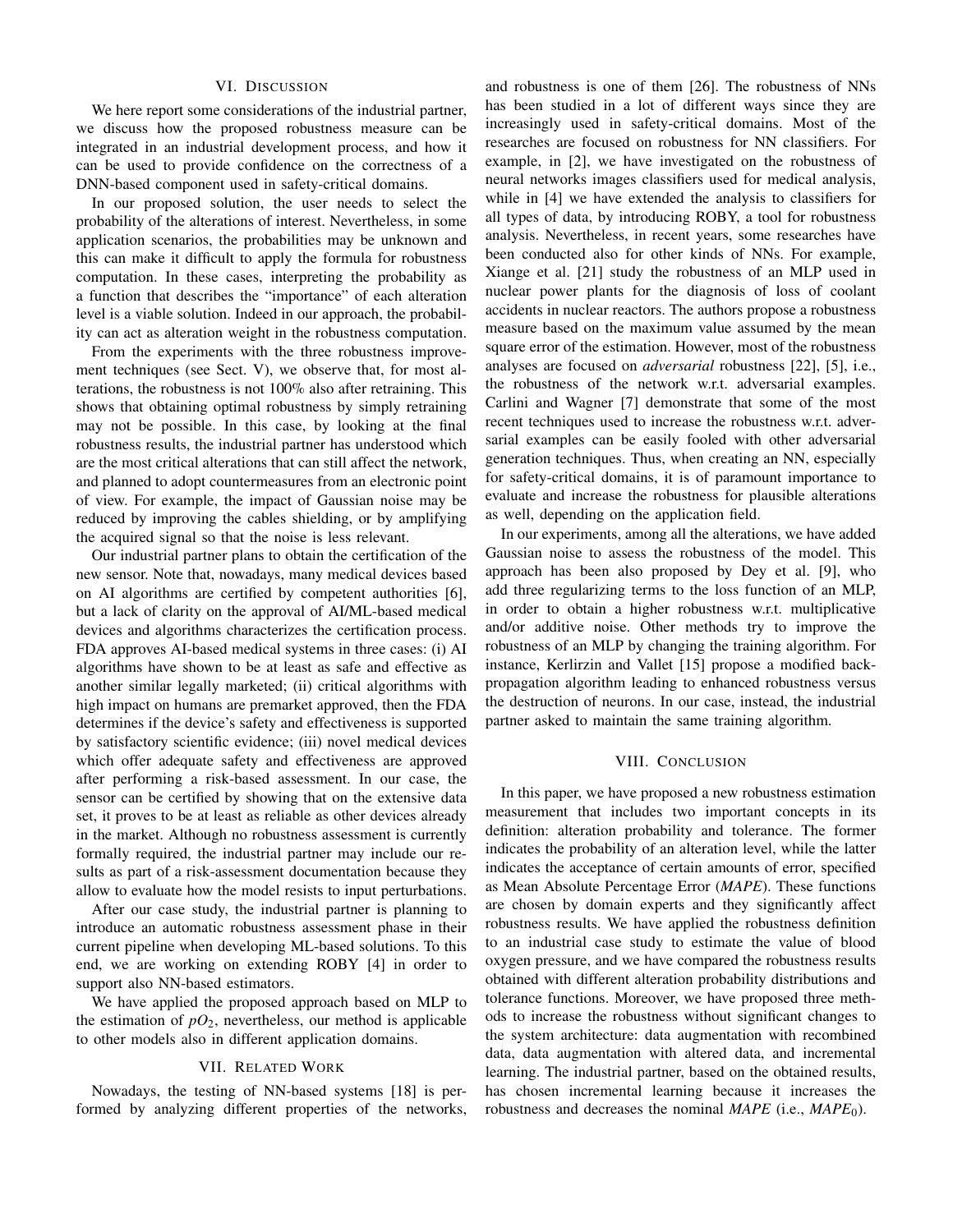## VI. Discussion

We here report some considerations of the industrial partner, we discuss how the proposed robustness measure can be integrated in an industrial development process, and how it can be used to provide confidence on the correctness of a DNN-based component used in safety-critical domains.

In our proposed solution, the user needs to select the probability of the alterations of interest. Nevertheless, in some application scenarios, the probabilities may be unknown and this can make it difficult to apply the formula for robustness computation. In these cases, interpreting the probability as a function that describes the "importance" of each alteration level is a viable solution. Indeed in our approach, the probability can act as alteration weight in the robustness computation.

From the experiments with the three robustness improvement techniques (see Sect. V), we observe that, for most alterations, the robustness is not 100% also after retraining. This shows that obtaining optimal robustness by simply retraining may not be possible. In this case, by looking at the final robustness results, the industrial partner has understood which are the most critical alterations that can still affect the network, and planned to adopt countermeasures from an electronic point of view. For example, the impact of Gaussian noise may be reduced by improving the cables shielding, or by amplifying the acquired signal so that the noise is less relevant.

Our industrial partner plans to obtain the certification of the new sensor. Note that, nowadays, many medical devices based on AI algorithms are certified by competent authorities [6], but a lack of clarity on the approval of AI/ML-based medical devices and algorithms characterizes the certification process. FDA approves AI-based medical systems in three cases: (i) AI algorithms have shown to be at least as safe and effective as another similar legally marketed; (ii) critical algorithms with high impact on humans are premarket approved, then the FDA determines if the device's safety and effectiveness is supported by satisfactory scientific evidence; (iii) novel medical devices which offer adequate safety and effectiveness are approved after performing a risk-based assessment. In our case, the sensor can be certified by showing that on the extensive data set, it proves to be at least as reliable as other devices already in the market. Although no robustness assessment is currently formally required, the industrial partner may include our results as part of a risk-assessment documentation because they allow to evaluate how the model resists to input perturbations.

After our case study, the industrial partner is planning to introduce an automatic robustness assessment phase in their current pipeline when developing ML-based solutions. To this end, we are working on extending ROBY [4] in order to support also NN-based estimators.

We have applied the proposed approach based on MLP to the estimation of $pO_2$, nevertheless, our method is applicable to other models also in different application domains.

## VII. Related Work

Nowadays, the testing of NN-based systems [18] is performed by analyzing different properties of the networks, and robustness is one of them [26]. The robustness of NNs has been studied in a lot of different ways since they are increasingly used in safety-critical domains. Most of the researches are focused on robustness for NN classifiers. For example, in [2], we have investigated on the robustness of neural networks images classifiers used for medical analysis, while in [4] we have extended the analysis to classifiers for all types of data, by introducing ROBY, a tool for robustness analysis. Nevertheless, in recent years, some researches have been conducted also for other kinds of NNs. For example, Xiange et al. [21] study the robustness of an MLP used in nuclear power plants for the diagnosis of loss of coolant accidents in nuclear reactors. The authors propose a robustness measure based on the maximum value assumed by the mean square error of the estimation. However, most of the robustness analyses are focused on *adversarial* robustness [22], [5], i.e., the robustness of the network w.r.t. adversarial examples. Carlini and Wagner [7] demonstrate that some of the most recent techniques used to increase the robustness w.r.t. adversarial examples can be easily fooled with other adversarial generation techniques. Thus, when creating an NN, especially for safety-critical domains, it is of paramount importance to evaluate and increase the robustness for plausible alterations as well, depending on the application field.

In our experiments, among all the alterations, we have added Gaussian noise to assess the robustness of the model. This approach has been also proposed by Dey et al. [9], who add three regularizing terms to the loss function of an MLP, in order to obtain a higher robustness w.r.t. multiplicative and/or additive noise. Other methods try to improve the robustness of an MLP by changing the training algorithm. For instance, Kerlirzin and Vallet [15] propose a modified back-propagation algorithm leading to enhanced robustness versus the destruction of neurons. In our case, instead, the industrial partner asked to maintain the same training algorithm.

## VIII. Conclusion

In this paper, we have proposed a new robustness estimation measurement that includes two important concepts in its definition: alteration probability and tolerance. The former indicates the probability of an alteration level, while the latter indicates the acceptance of certain amounts of error, specified as Mean Absolute Percentage Error (*MAPE*). These functions are chosen by domain experts and they significantly affect robustness results. We have applied the robustness definition to an industrial case study to estimate the value of blood oxygen pressure, and we have compared the robustness results obtained with different alteration probability distributions and tolerance functions. Moreover, we have proposed three methods to increase the robustness without significant changes to the system architecture: data augmentation with recombined data, data augmentation with altered data, and incremental learning. The industrial partner, based on the obtained results, has chosen incremental learning because it increases the robustness and decreases the nominal *MAPE* (i.e., $MAPE_0$).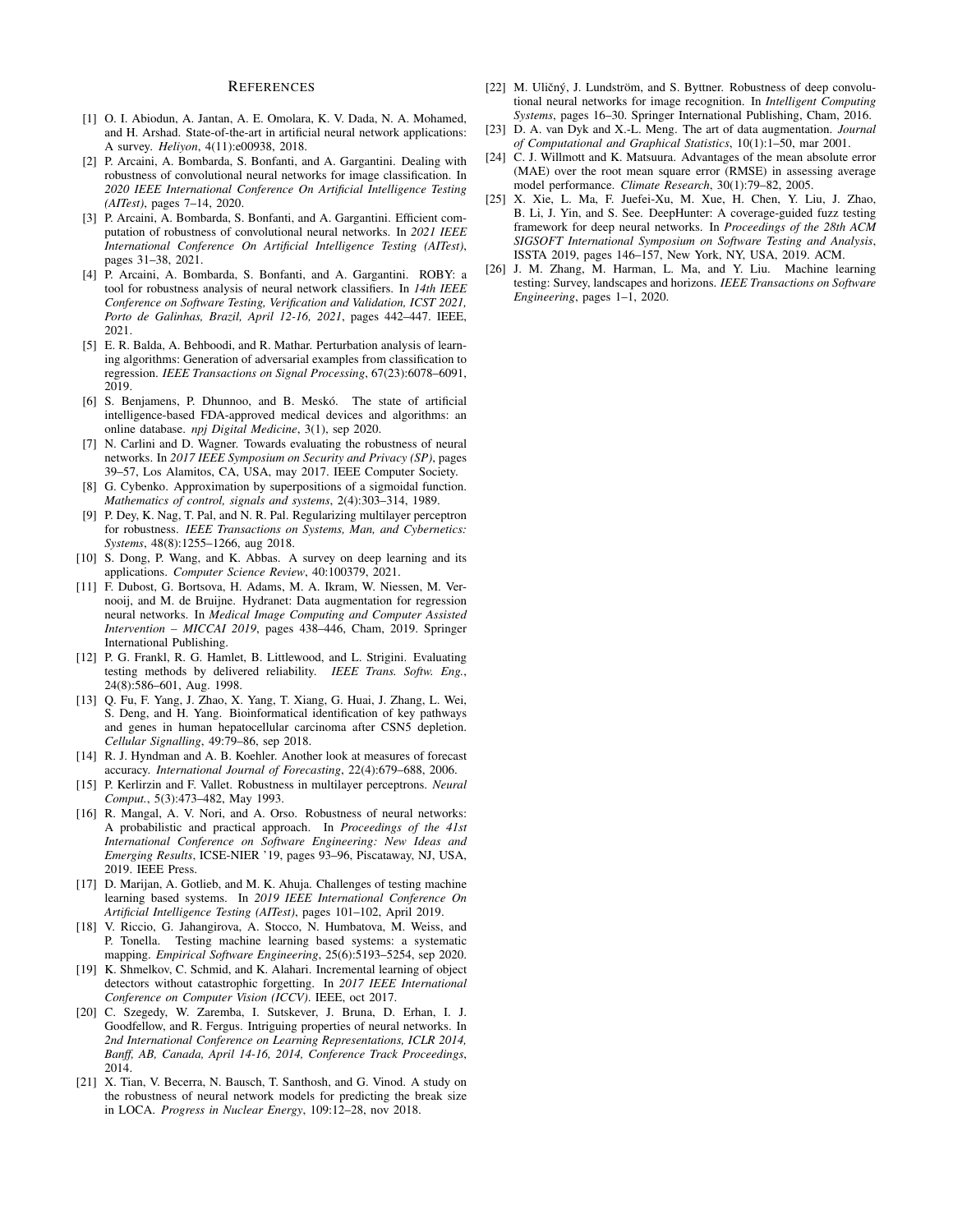# References

[1] O. I. Abiodun, A. Jantan, A. E. Omolara, K. V. Dada, N. A. Mohamed, and H. Arshad. State-of-the-art in artificial neural network applications: A survey. *Heliyon*, 4(11):e00938, 2018.

[2] P. Arcaini, A. Bombarda, S. Bonfanti, and A. Gargantini. Dealing with robustness of convolutional neural networks for image classification. In *2020 IEEE International Conference On Artificial Intelligence Testing (AITest)*, pages 7–14, 2020.

[3] P. Arcaini, A. Bombarda, S. Bonfanti, and A. Gargantini. Efficient computation of robustness of convolutional neural networks. In *2021 IEEE International Conference On Artificial Intelligence Testing (AITest)*, pages 31–38, 2021.

[4] P. Arcaini, A. Bombarda, S. Bonfanti, and A. Gargantini. ROBY: a tool for robustness analysis of neural network classifiers. In *14th IEEE Conference on Software Testing, Verification and Validation, ICST 2021, Porto de Galinhas, Brazil, April 12-16, 2021*, pages 442–447. IEEE, 2021.

[5] E. R. Balda, A. Behboodi, and R. Mathar. Perturbation analysis of learning algorithms: Generation of adversarial examples from classification to regression. *IEEE Transactions on Signal Processing*, 67(23):6078–6091, 2019.

[6] S. Benjamens, P. Dhunnoo, and B. Meskó. The state of artificial intelligence-based FDA-approved medical devices and algorithms: an online database. *npj Digital Medicine*, 3(1), sep 2020.

[7] N. Carlini and D. Wagner. Towards evaluating the robustness of neural networks. In *2017 IEEE Symposium on Security and Privacy (SP)*, pages 39–57, Los Alamitos, CA, USA, may 2017. IEEE Computer Society.

[8] G. Cybenko. Approximation by superpositions of a sigmoidal function. *Mathematics of control, signals and systems*, 2(4):303–314, 1989.

[9] P. Dey, K. Nag, T. Pal, and N. R. Pal. Regularizing multilayer perceptron for robustness. *IEEE Transactions on Systems, Man, and Cybernetics: Systems*, 48(8):1255–1266, aug 2018.

[10] S. Dong, P. Wang, and K. Abbas. A survey on deep learning and its applications. *Computer Science Review*, 40:100379, 2021.

[11] F. Dubost, G. Bortsova, H. Adams, M. A. Ikram, W. Niessen, M. Vernooij, and M. de Bruijne. Hydranet: Data augmentation for regression neural networks. In *Medical Image Computing and Computer Assisted Intervention – MICCAI 2019*, pages 438–446, Cham, 2019. Springer International Publishing.

[12] P. G. Frankl, R. G. Hamlet, B. Littlewood, and L. Strigini. Evaluating testing methods by delivered reliability. *IEEE Trans. Softw. Eng.*, 24(8):586–601, Aug. 1998.

[13] Q. Fu, F. Yang, J. Zhao, X. Yang, T. Xiang, G. Huai, J. Zhang, L. Wei, S. Deng, and H. Yang. Bioinformatical identification of key pathways and genes in human hepatocellular carcinoma after CSN5 depletion. *Cellular Signalling*, 49:79–86, sep 2018.

[14] R. J. Hyndman and A. B. Koehler. Another look at measures of forecast accuracy. *International Journal of Forecasting*, 22(4):679–688, 2006.

[15] P. Kerlirzin and F. Vallet. Robustness in multilayer perceptrons. *Neural Comput.*, 5(3):473–482, May 1993.

[16] R. Mangal, A. V. Nori, and A. Orso. Robustness of neural networks: A probabilistic and practical approach. In *Proceedings of the 41st International Conference on Software Engineering: New Ideas and Emerging Results*, ICSE-NIER '19, pages 93–96, Piscataway, NJ, USA, 2019. IEEE Press.

[17] D. Marijan, A. Gotlieb, and M. K. Ahuja. Challenges of testing machine learning based systems. In *2019 IEEE International Conference On Artificial Intelligence Testing (AITest)*, pages 101–102, April 2019.

[18] V. Riccio, G. Jahangirova, A. Stocco, N. Humbatova, M. Weiss, and P. Tonella. Testing machine learning based systems: a systematic mapping. *Empirical Software Engineering*, 25(6):5193–5254, sep 2020.

[19] K. Shmelkov, C. Schmid, and K. Alahari. Incremental learning of object detectors without catastrophic forgetting. In *2017 IEEE International Conference on Computer Vision (ICCV)*. IEEE, oct 2017.

[20] C. Szegedy, W. Zaremba, I. Sutskever, J. Bruna, D. Erhan, I. J. Goodfellow, and R. Fergus. Intriguing properties of neural networks. In *2nd International Conference on Learning Representations, ICLR 2014, Banff, AB, Canada, April 14-16, 2014, Conference Track Proceedings*, 2014.

[21] X. Tian, V. Becerra, N. Bausch, T. Santhosh, and G. Vinod. A study on the robustness of neural network models for predicting the break size in LOCA. *Progress in Nuclear Energy*, 109:12–28, nov 2018.

[22] M. Uličný, J. Lundström, and S. Byttner. Robustness of deep convolutional neural networks for image recognition. In *Intelligent Computing Systems*, pages 16–30. Springer International Publishing, Cham, 2016.

[23] D. A. van Dyk and X.-L. Meng. The art of data augmentation. *Journal of Computational and Graphical Statistics*, 10(1):1–50, mar 2001.

[24] C. J. Willmott and K. Matsuura. Advantages of the mean absolute error (MAE) over the root mean square error (RMSE) in assessing average model performance. *Climate Research*, 30(1):79–82, 2005.

[25] X. Xie, L. Ma, F. Juefei-Xu, M. Xue, H. Chen, Y. Liu, J. Zhao, B. Li, J. Yin, and S. See. DeepHunter: A coverage-guided fuzz testing framework for deep neural networks. In *Proceedings of the 28th ACM SIGSOFT International Symposium on Software Testing and Analysis*, ISSTA 2019, pages 146–157, New York, NY, USA, 2019. ACM.

[26] J. M. Zhang, M. Harman, L. Ma, and Y. Liu. Machine learning testing: Survey, landscapes and horizons. *IEEE Transactions on Software Engineering*, pages 1–1, 2020.